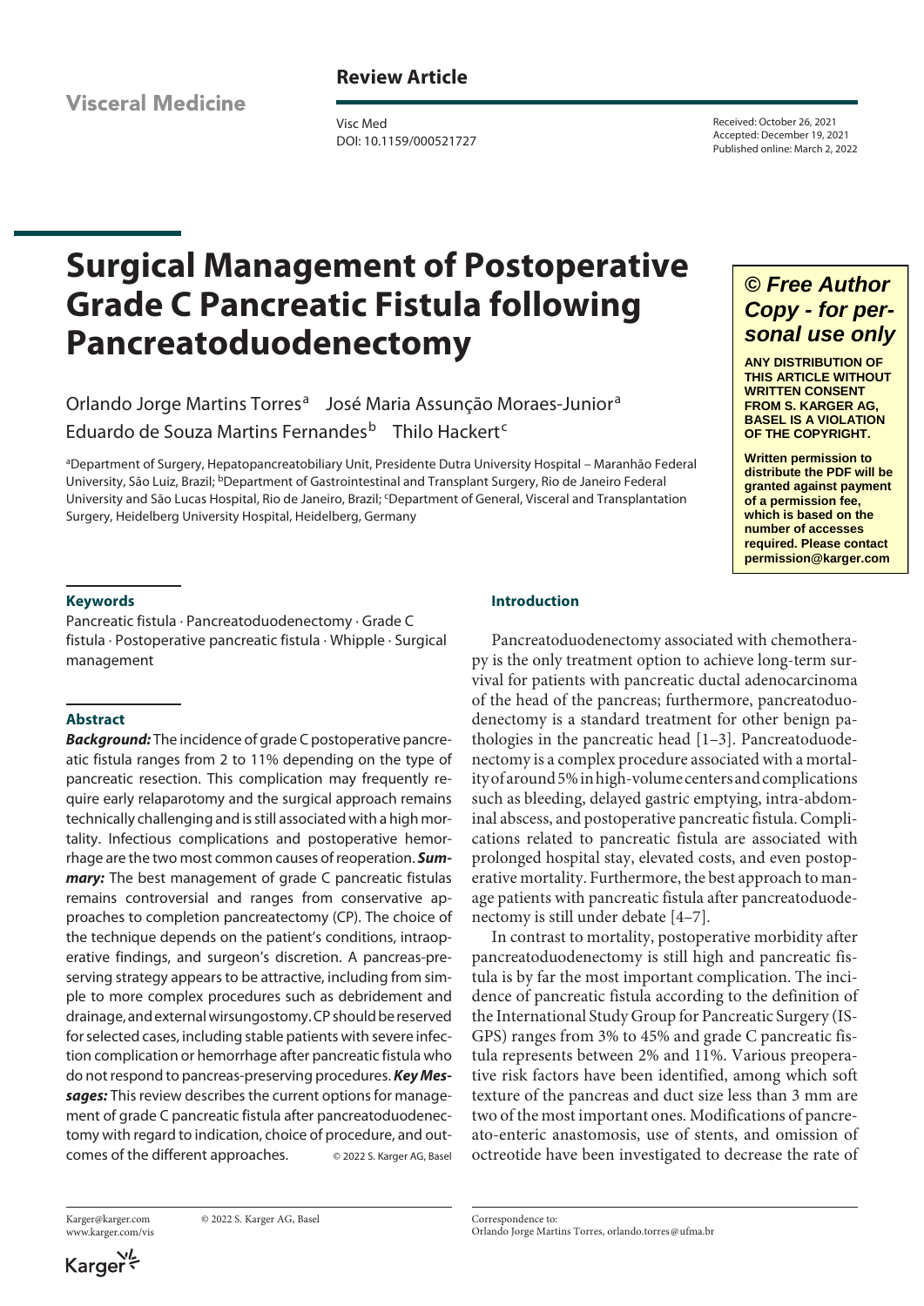Review Article

Visceral Medicine

Visc Med
DOI: 10.1159/000521727

Received: October 26, 2021
Accepted: December 19, 2021
Published online: March 2, 2022

# Surgical Management of Postoperative Grade C Pancreatic Fistula following Pancreatoduodenectomy

Orlando Jorge Martins Torres[a] José Maria Assunção Moraes-Junior[a] Eduardo de Souza Martins Fernandes[b] Thilo Hackert[c]

[a]Department of Surgery, Hepatopancreatobiliary Unit, Presidente Dutra University Hospital – Maranhão Federal University, São Luiz, Brazil; [b]Department of Gastrointestinal and Transplant Surgery, Rio de Janeiro Federal University and São Lucas Hospital, Rio de Janeiro, Brazil; [c]Department of General, Visceral and Transplantation Surgery, Heidelberg University Hospital, Heidelberg, Germany

**© Free Author Copy - for personal use only**

**ANY DISTRIBUTION OF THIS ARTICLE WITHOUT WRITTEN CONSENT FROM S. KARGER AG, BASEL IS A VIOLATION OF THE COPYRIGHT.**

**Written permission to distribute the PDF will be granted against payment of a permission fee, which is based on the number of accesses required. Please contact permission@karger.com**

## Keywords

Pancreatic fistula · Pancreatoduodenectomy · Grade C fistula · Postoperative pancreatic fistula · Whipple · Surgical management

## Abstract

***Background:*** The incidence of grade C postoperative pancreatic fistula ranges from 2 to 11% depending on the type of pancreatic resection. This complication may frequently require early relaparotomy and the surgical approach remains technically challenging and is still associated with a high mortality. Infectious complications and postoperative hemorrhage are the two most common causes of reoperation. ***Summary:*** The best management of grade C pancreatic fistulas remains controversial and ranges from conservative approaches to completion pancreatectomy (CP). The choice of the technique depends on the patient's conditions, intraoperative findings, and surgeon's discretion. A pancreas-preserving strategy appears to be attractive, including from simple to more complex procedures such as debridement and drainage, and external wirsungostomy. CP should be reserved for selected cases, including stable patients with severe infection complication or hemorrhage after pancreatic fistula who do not respond to pancreas-preserving procedures. ***Key Messages:*** This review describes the current options for management of grade C pancreatic fistula after pancreatoduodenectomy with regard to indication, choice of procedure, and outcomes of the different approaches. © 2022 S. Karger AG, Basel

## Introduction

Pancreatoduodenectomy associated with chemotherapy is the only treatment option to achieve long-term survival for patients with pancreatic ductal adenocarcinoma of the head of the pancreas; furthermore, pancreatoduodenectomy is a standard treatment for other benign pathologies in the pancreatic head [1–3]. Pancreatoduodenectomy is a complex procedure associated with a mortality of around 5% in high-volume centers and complications such as bleeding, delayed gastric emptying, intra-abdominal abscess, and postoperative pancreatic fistula. Complications related to pancreatic fistula are associated with prolonged hospital stay, elevated costs, and even postoperative mortality. Furthermore, the best approach to manage patients with pancreatic fistula after pancreatoduodenectomy is still under debate [4–7].

In contrast to mortality, postoperative morbidity after pancreatoduodenectomy is still high and pancreatic fistula is by far the most important complication. The incidence of pancreatic fistula according to the definition of the International Study Group for Pancreatic Surgery (ISGPS) ranges from 3% to 45% and grade C pancreatic fistula represents between 2% and 11%. Various preoperative risk factors have been identified, among which soft texture of the pancreas and duct size less than 3 mm are two of the most important ones. Modifications of pancreato-enteric anastomosis, use of stents, and omission of octreotide have been investigated to decrease the rate of

Karger@karger.com
www.karger.com/vis

© 2022 S. Karger AG, Basel

Correspondence to:
Orlando Jorge Martins Torres, orlando.torres@ufma.br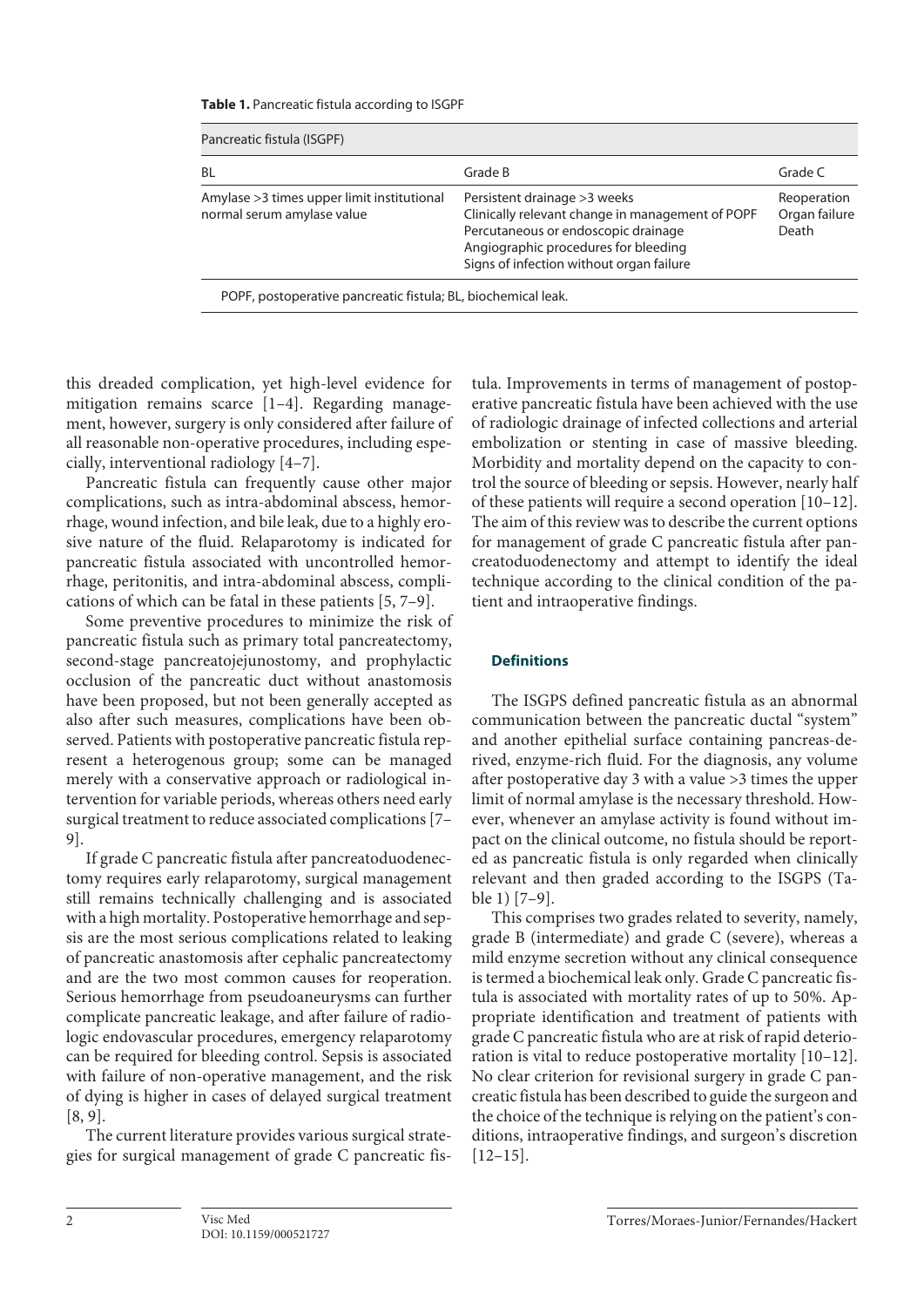**Table 1.** Pancreatic fistula according to ISGPF

| Pancreatic fistula (ISGPF) | | |
|---|---|---|
| BL | Grade B | Grade C |
| Amylase >3 times upper limit institutional normal serum amylase value | Persistent drainage >3 weeks<br>Clinically relevant change in management of POPF<br>Percutaneous or endoscopic drainage<br>Angiographic procedures for bleeding<br>Signs of infection without organ failure | Reoperation<br>Organ failure<br>Death |

POPF, postoperative pancreatic fistula; BL, biochemical leak.

this dreaded complication, yet high-level evidence for mitigation remains scarce [1–4]. Regarding management, however, surgery is only considered after failure of all reasonable non-operative procedures, including especially, interventional radiology [4–7].

Pancreatic fistula can frequently cause other major complications, such as intra-abdominal abscess, hemorrhage, wound infection, and bile leak, due to a highly erosive nature of the fluid. Relaparotomy is indicated for pancreatic fistula associated with uncontrolled hemorrhage, peritonitis, and intra-abdominal abscess, complications of which can be fatal in these patients [5, 7–9].

Some preventive procedures to minimize the risk of pancreatic fistula such as primary total pancreatectomy, second-stage pancreatojejunostomy, and prophylactic occlusion of the pancreatic duct without anastomosis have been proposed, but not been generally accepted as also after such measures, complications have been observed. Patients with postoperative pancreatic fistula represent a heterogenous group; some can be managed merely with a conservative approach or radiological intervention for variable periods, whereas others need early surgical treatment to reduce associated complications [7–9].

If grade C pancreatic fistula after pancreatoduodenectomy requires early relaparotomy, surgical management still remains technically challenging and is associated with a high mortality. Postoperative hemorrhage and sepsis are the most serious complications related to leaking of pancreatic anastomosis after cephalic pancreatectomy and are the two most common causes for reoperation. Serious hemorrhage from pseudoaneurysms can further complicate pancreatic leakage, and after failure of radiologic endovascular procedures, emergency relaparotomy can be required for bleeding control. Sepsis is associated with failure of non-operative management, and the risk of dying is higher in cases of delayed surgical treatment [8, 9].

The current literature provides various surgical strategies for surgical management of grade C pancreatic fistula. Improvements in terms of management of postoperative pancreatic fistula have been achieved with the use of radiologic drainage of infected collections and arterial embolization or stenting in case of massive bleeding. Morbidity and mortality depend on the capacity to control the source of bleeding or sepsis. However, nearly half of these patients will require a second operation [10–12]. The aim of this review was to describe the current options for management of grade C pancreatic fistula after pancreatoduodenectomy and attempt to identify the ideal technique according to the clinical condition of the patient and intraoperative findings.

## Definitions

The ISGPS defined pancreatic fistula as an abnormal communication between the pancreatic ductal "system" and another epithelial surface containing pancreas-derived, enzyme-rich fluid. For the diagnosis, any volume after postoperative day 3 with a value >3 times the upper limit of normal amylase is the necessary threshold. However, whenever an amylase activity is found without impact on the clinical outcome, no fistula should be reported as pancreatic fistula is only regarded when clinically relevant and then graded according to the ISGPS (Table 1) [7–9].

This comprises two grades related to severity, namely, grade B (intermediate) and grade C (severe), whereas a mild enzyme secretion without any clinical consequence is termed a biochemical leak only. Grade C pancreatic fistula is associated with mortality rates of up to 50%. Appropriate identification and treatment of patients with grade C pancreatic fistula who are at risk of rapid deterioration is vital to reduce postoperative mortality [10–12]. No clear criterion for revisional surgery in grade C pancreatic fistula has been described to guide the surgeon and the choice of the technique is relying on the patient's conditions, intraoperative findings, and surgeon's discretion [12–15].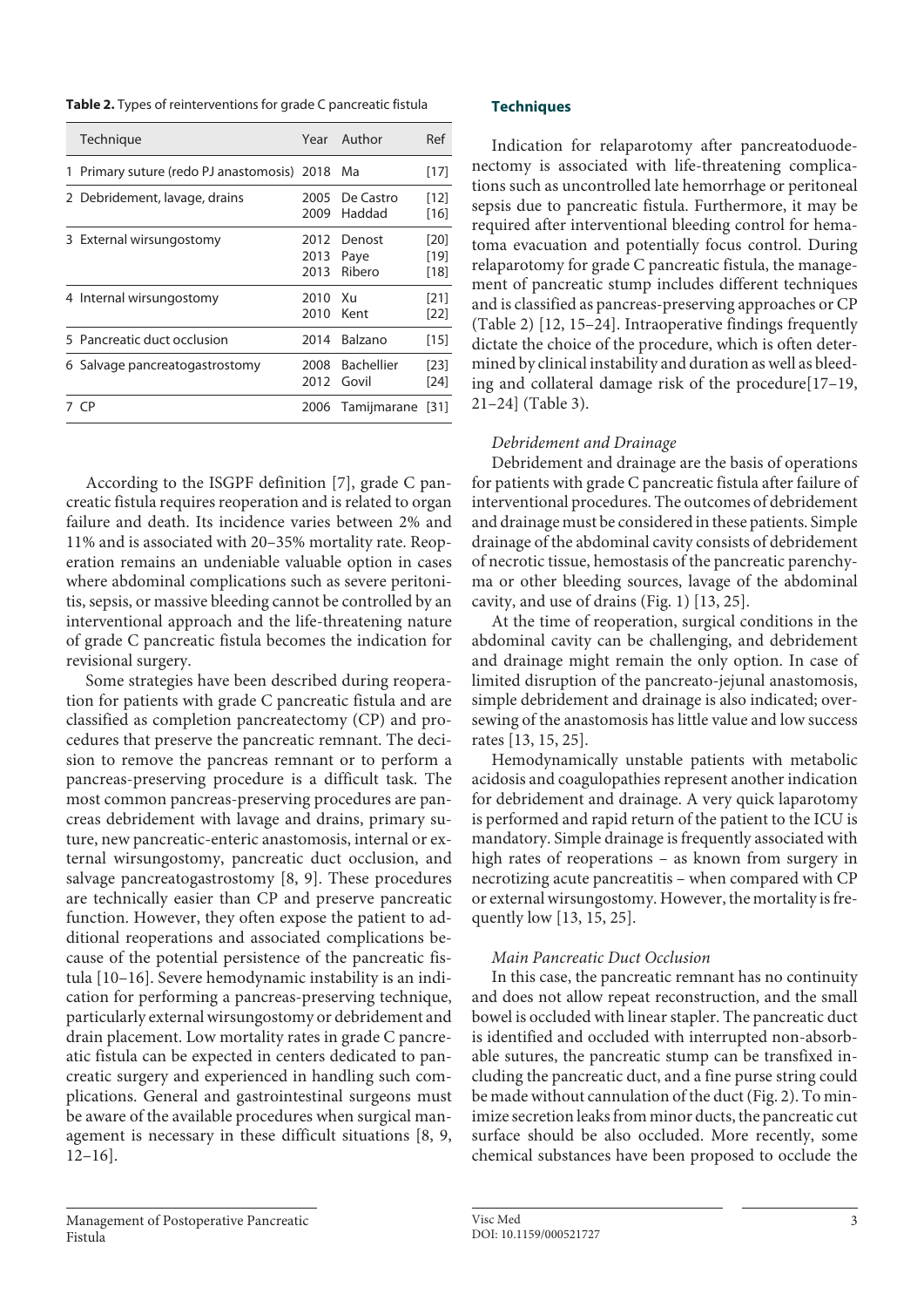**Table 2.** Types of reinterventions for grade C pancreatic fistula

| | Technique | Year | Author | Ref |
|---|---|---|---|---|
| 1 | Primary suture (redo PJ anastomosis) | 2018 | Ma | [17] |
| 2 | Debridement, lavage, drains | 2005<br>2009 | De Castro<br>Haddad | [12]<br>[16] |
| 3 | External wirsungostomy | 2012<br>2013<br>2013 | Denost<br>Paye<br>Ribero | [20]<br>[19]<br>[18] |
| 4 | Internal wirsungostomy | 2010<br>2010 | Xu<br>Kent | [21]<br>[22] |
| 5 | Pancreatic duct occlusion | 2014 | Balzano | [15] |
| 6 | Salvage pancreatogastrostomy | 2008<br>2012 | Bachellier<br>Govil | [23]<br>[24] |
| 7 | CP | 2006 | Tamijmarane | [31] |

According to the ISGPF definition [7], grade C pancreatic fistula requires reoperation and is related to organ failure and death. Its incidence varies between 2% and 11% and is associated with 20–35% mortality rate. Reoperation remains an undeniable valuable option in cases where abdominal complications such as severe peritonitis, sepsis, or massive bleeding cannot be controlled by an interventional approach and the life-threatening nature of grade C pancreatic fistula becomes the indication for revisional surgery.

Some strategies have been described during reoperation for patients with grade C pancreatic fistula and are classified as completion pancreatectomy (CP) and procedures that preserve the pancreatic remnant. The decision to remove the pancreas remnant or to perform a pancreas-preserving procedure is a difficult task. The most common pancreas-preserving procedures are pancreas debridement with lavage and drains, primary suture, new pancreatic-enteric anastomosis, internal or external wirsungostomy, pancreatic duct occlusion, and salvage pancreatogastrostomy [8, 9]. These procedures are technically easier than CP and preserve pancreatic function. However, they often expose the patient to additional reoperations and associated complications because of the potential persistence of the pancreatic fistula [10–16]. Severe hemodynamic instability is an indication for performing a pancreas-preserving technique, particularly external wirsungostomy or debridement and drain placement. Low mortality rates in grade C pancreatic fistula can be expected in centers dedicated to pancreatic surgery and experienced in handling such complications. General and gastrointestinal surgeons must be aware of the available procedures when surgical management is necessary in these difficult situations [8, 9, 12–16].

## Techniques

Indication for relaparotomy after pancreatoduodenectomy is associated with life-threatening complications such as uncontrolled late hemorrhage or peritoneal sepsis due to pancreatic fistula. Furthermore, it may be required after interventional bleeding control for hematoma evacuation and potentially focus control. During relaparotomy for grade C pancreatic fistula, the management of pancreatic stump includes different techniques and is classified as pancreas-preserving approaches or CP (Table 2) [12, 15–24]. Intraoperative findings frequently dictate the choice of the procedure, which is often determined by clinical instability and duration as well as bleeding and collateral damage risk of the procedure[17–19, 21–24] (Table 3).

### *Debridement and Drainage*

Debridement and drainage are the basis of operations for patients with grade C pancreatic fistula after failure of interventional procedures. The outcomes of debridement and drainage must be considered in these patients. Simple drainage of the abdominal cavity consists of debridement of necrotic tissue, hemostasis of the pancreatic parenchyma or other bleeding sources, lavage of the abdominal cavity, and use of drains (Fig. 1) [13, 25].

At the time of reoperation, surgical conditions in the abdominal cavity can be challenging, and debridement and drainage might remain the only option. In case of limited disruption of the pancreato-jejunal anastomosis, simple debridement and drainage is also indicated; oversewing of the anastomosis has little value and low success rates [13, 15, 25].

Hemodynamically unstable patients with metabolic acidosis and coagulopathies represent another indication for debridement and drainage. A very quick laparotomy is performed and rapid return of the patient to the ICU is mandatory. Simple drainage is frequently associated with high rates of reoperations – as known from surgery in necrotizing acute pancreatitis – when compared with CP or external wirsungostomy. However, the mortality is frequently low [13, 15, 25].

### *Main Pancreatic Duct Occlusion*

In this case, the pancreatic remnant has no continuity and does not allow repeat reconstruction, and the small bowel is occluded with linear stapler. The pancreatic duct is identified and occluded with interrupted non-absorbable sutures, the pancreatic stump can be transfixed including the pancreatic duct, and a fine purse string could be made without cannulation of the duct (Fig. 2). To minimize secretion leaks from minor ducts, the pancreatic cut surface should be also occluded. More recently, some chemical substances have been proposed to occlude the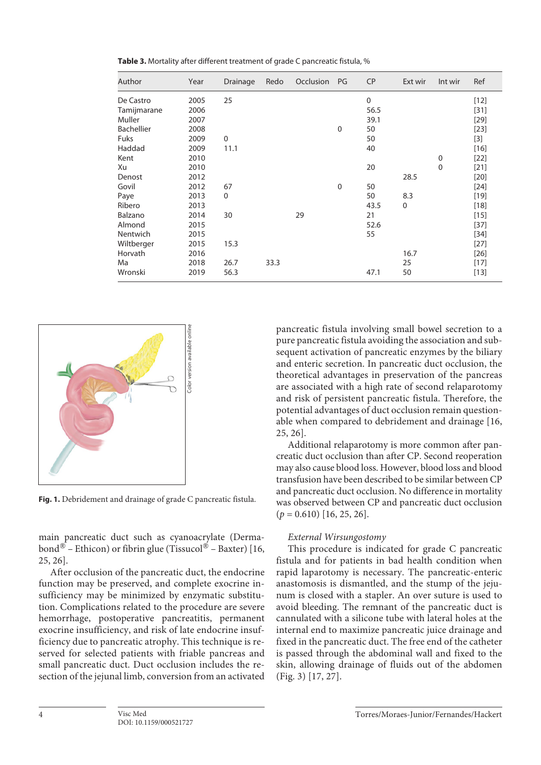**Table 3.** Mortality after different treatment of grade C pancreatic fistula, %

| Author | Year | Drainage | Redo | Occlusion | PG | CP | Ext wir | Int wir | Ref |
|---|---|---|---|---|---|---|---|---|---|
| De Castro | 2005 | 25 | | | | 0 | | | [12] |
| Tamijmarane | 2006 | | | | | 56.5 | | | [31] |
| Muller | 2007 | | | | | 39.1 | | | [29] |
| Bachellier | 2008 | | | | 0 | 50 | | | [23] |
| Fuks | 2009 | 0 | | | | 50 | | | [3] |
| Haddad | 2009 | 11.1 | | | | 40 | | | [16] |
| Kent | 2010 | | | | | | | 0 | [22] |
| Xu | 2010 | | | | | 20 | | 0 | [21] |
| Denost | 2012 | | | | | | 28.5 | | [20] |
| Govil | 2012 | 67 | | | 0 | 50 | | | [24] |
| Paye | 2013 | 0 | | | | 50 | 8.3 | | [19] |
| Ribero | 2013 | | | | | 43.5 | 0 | | [18] |
| Balzano | 2014 | 30 | | 29 | | 21 | | | [15] |
| Almond | 2015 | | | | | 52.6 | | | [37] |
| Nentwich | 2015 | | | | | 55 | | | [34] |
| Wiltberger | 2015 | 15.3 | | | | | | | [27] |
| Horvath | 2016 | | | | | | 16.7 | | [26] |
| Ma | 2018 | 26.7 | 33.3 | | | | 25 | | [17] |
| Wronski | 2019 | 56.3 | | | | 47.1 | 50 | | [13] |

**Fig. 1.** Debridement and drainage of grade C pancreatic fistula.

main pancreatic duct such as cyanoacrylate (Dermabond® – Ethicon) or fibrin glue (Tissucol® – Baxter) [16, 25, 26].

After occlusion of the pancreatic duct, the endocrine function may be preserved, and complete exocrine insufficiency may be minimized by enzymatic substitution. Complications related to the procedure are severe hemorrhage, postoperative pancreatitis, permanent exocrine insufficiency, and risk of late endocrine insufficiency due to pancreatic atrophy. This technique is reserved for selected patients with friable pancreas and small pancreatic duct. Duct occlusion includes the resection of the jejunal limb, conversion from an activated pancreatic fistula involving small bowel secretion to a pure pancreatic fistula avoiding the association and subsequent activation of pancreatic enzymes by the biliary and enteric secretion. In pancreatic duct occlusion, the theoretical advantages in preservation of the pancreas are associated with a high rate of second relaparotomy and risk of persistent pancreatic fistula. Therefore, the potential advantages of duct occlusion remain questionable when compared to debridement and drainage [16, 25, 26].

Additional relaparotomy is more common after pancreatic duct occlusion than after CP. Second reoperation may also cause blood loss. However, blood loss and blood transfusion have been described to be similar between CP and pancreatic duct occlusion. No difference in mortality was observed between CP and pancreatic duct occlusion ($p = 0.610$) [16, 25, 26].

*External Wirsungostomy*

This procedure is indicated for grade C pancreatic fistula and for patients in bad health condition when rapid laparotomy is necessary. The pancreatic-enteric anastomosis is dismantled, and the stump of the jejunum is closed with a stapler. An over suture is used to avoid bleeding. The remnant of the pancreatic duct is cannulated with a silicone tube with lateral holes at the internal end to maximize pancreatic juice drainage and fixed in the pancreatic duct. The free end of the catheter is passed through the abdominal wall and fixed to the skin, allowing drainage of fluids out of the abdomen (Fig. 3) [17, 27].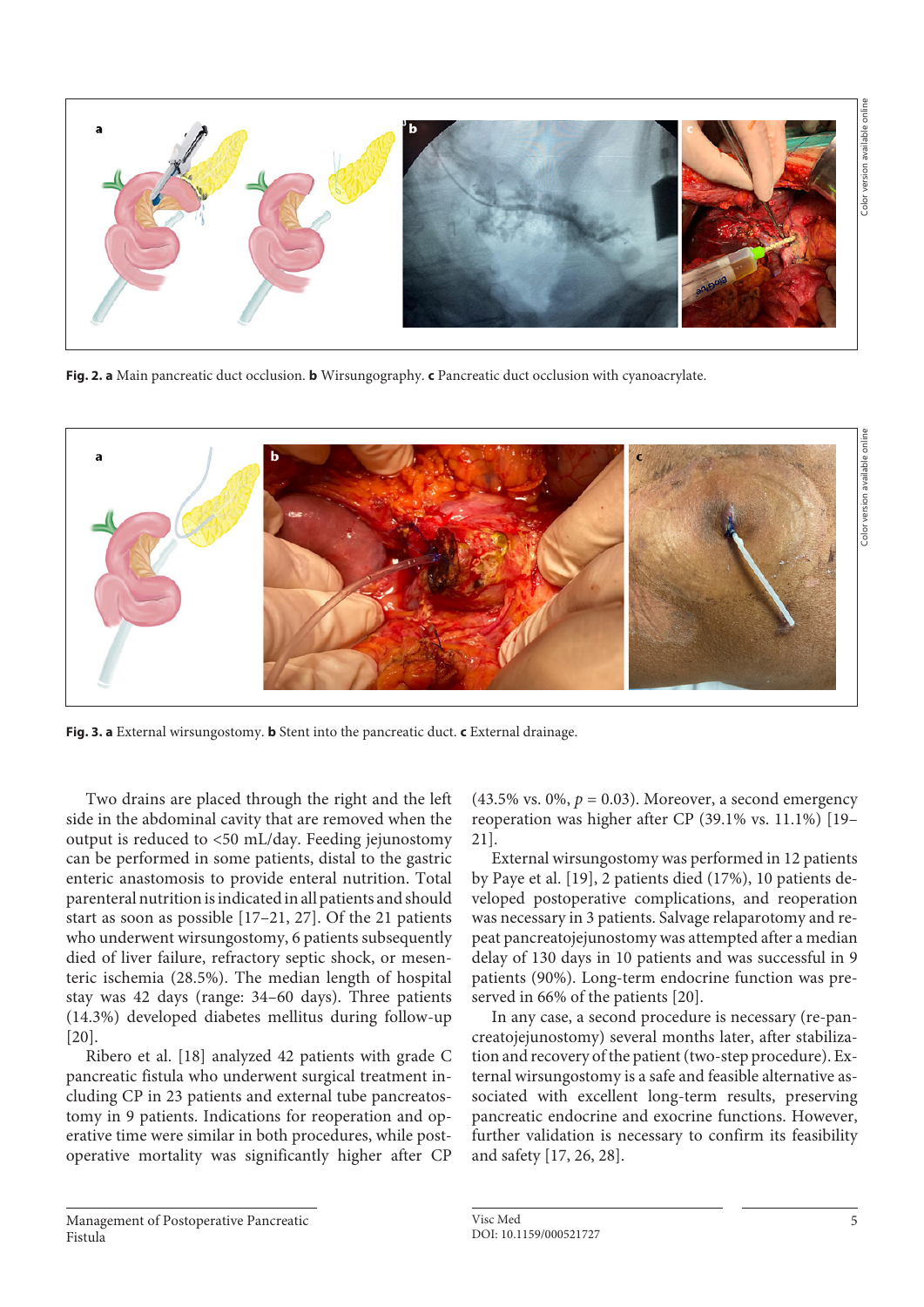Fig. 2. **a** Main pancreatic duct occlusion. **b** Wirsungography. **c** Pancreatic duct occlusion with cyanoacrylate.

Fig. 3. **a** External wirsungostomy. **b** Stent into the pancreatic duct. **c** External drainage.

Two drains are placed through the right and the left side in the abdominal cavity that are removed when the output is reduced to <50 mL/day. Feeding jejunostomy can be performed in some patients, distal to the gastric enteric anastomosis to provide enteral nutrition. Total parenteral nutrition is indicated in all patients and should start as soon as possible [17–21, 27]. Of the 21 patients who underwent wirsungostomy, 6 patients subsequently died of liver failure, refractory septic shock, or mesenteric ischemia (28.5%). The median length of hospital stay was 42 days (range: 34–60 days). Three patients (14.3%) developed diabetes mellitus during follow-up [20].

Ribero et al. [18] analyzed 42 patients with grade C pancreatic fistula who underwent surgical treatment including CP in 23 patients and external tube pancreatostomy in 9 patients. Indications for reoperation and operative time were similar in both procedures, while postoperative mortality was significantly higher after CP (43.5% vs. 0%, $p = 0.03$). Moreover, a second emergency reoperation was higher after CP (39.1% vs. 11.1%) [19–21].

External wirsungostomy was performed in 12 patients by Paye et al. [19], 2 patients died (17%), 10 patients developed postoperative complications, and reoperation was necessary in 3 patients. Salvage relaparotomy and repeat pancreatojejunostomy was attempted after a median delay of 130 days in 10 patients and was successful in 9 patients (90%). Long-term endocrine function was preserved in 66% of the patients [20].

In any case, a second procedure is necessary (re-pancreatojejunostomy) several months later, after stabilization and recovery of the patient (two-step procedure). External wirsungostomy is a safe and feasible alternative associated with excellent long-term results, preserving pancreatic endocrine and exocrine functions. However, further validation is necessary to confirm its feasibility and safety [17, 26, 28].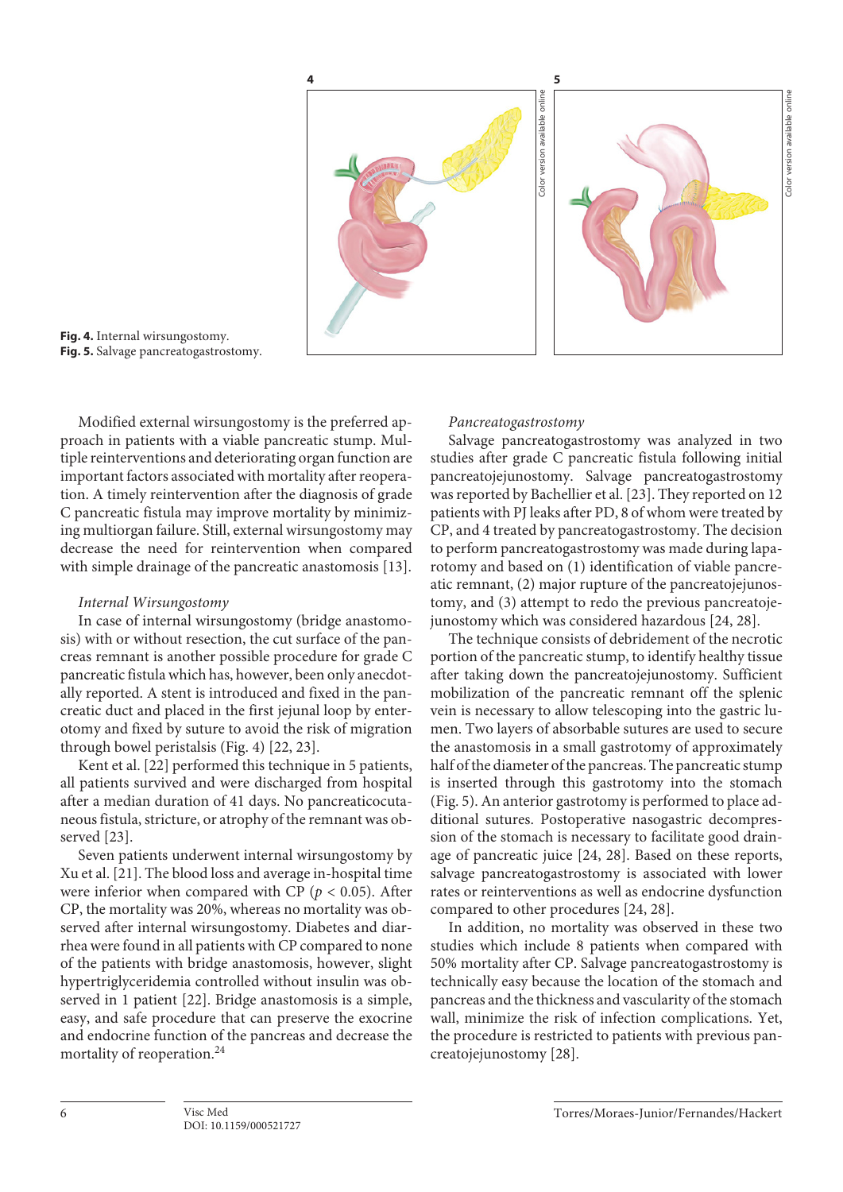Fig. 4. Internal wirsungostomy.
Fig. 5. Salvage pancreatogastrostomy.

Modified external wirsungostomy is the preferred approach in patients with a viable pancreatic stump. Multiple reinterventions and deteriorating organ function are important factors associated with mortality after reoperation. A timely reintervention after the diagnosis of grade C pancreatic fistula may improve mortality by minimizing multiorgan failure. Still, external wirsungostomy may decrease the need for reintervention when compared with simple drainage of the pancreatic anastomosis [13].

*Internal Wirsungostomy*

In case of internal wirsungostomy (bridge anastomosis) with or without resection, the cut surface of the pancreas remnant is another possible procedure for grade C pancreatic fistula which has, however, been only anecdotally reported. A stent is introduced and fixed in the pancreatic duct and placed in the first jejunal loop by enterotomy and fixed by suture to avoid the risk of migration through bowel peristalsis (Fig. 4) [22, 23].

Kent et al. [22] performed this technique in 5 patients, all patients survived and were discharged from hospital after a median duration of 41 days. No pancreaticocutaneous fistula, stricture, or atrophy of the remnant was observed [23].

Seven patients underwent internal wirsungostomy by Xu et al. [21]. The blood loss and average in-hospital time were inferior when compared with CP ($p < 0.05$). After CP, the mortality was 20%, whereas no mortality was observed after internal wirsungostomy. Diabetes and diarrhea were found in all patients with CP compared to none of the patients with bridge anastomosis, however, slight hypertriglyceridemia controlled without insulin was observed in 1 patient [22]. Bridge anastomosis is a simple, easy, and safe procedure that can preserve the exocrine and endocrine function of the pancreas and decrease the mortality of reoperation.[24]

*Pancreatogastrostomy*

Salvage pancreatogastrostomy was analyzed in two studies after grade C pancreatic fistula following initial pancreatojejunostomy. Salvage pancreatogastrostomy was reported by Bachellier et al. [23]. They reported on 12 patients with PJ leaks after PD, 8 of whom were treated by CP, and 4 treated by pancreatogastrostomy. The decision to perform pancreatogastrostomy was made during laparotomy and based on (1) identification of viable pancreatic remnant, (2) major rupture of the pancreatojejunostomy, and (3) attempt to redo the previous pancreatojejunostomy which was considered hazardous [24, 28].

The technique consists of debridement of the necrotic portion of the pancreatic stump, to identify healthy tissue after taking down the pancreatojejunostomy. Sufficient mobilization of the pancreatic remnant off the splenic vein is necessary to allow telescoping into the gastric lumen. Two layers of absorbable sutures are used to secure the anastomosis in a small gastrotomy of approximately half of the diameter of the pancreas. The pancreatic stump is inserted through this gastrotomy into the stomach (Fig. 5). An anterior gastrotomy is performed to place additional sutures. Postoperative nasogastric decompression of the stomach is necessary to facilitate good drainage of pancreatic juice [24, 28]. Based on these reports, salvage pancreatogastrostomy is associated with lower rates or reinterventions as well as endocrine dysfunction compared to other procedures [24, 28].

In addition, no mortality was observed in these two studies which include 8 patients when compared with 50% mortality after CP. Salvage pancreatogastrostomy is technically easy because the location of the stomach and pancreas and the thickness and vascularity of the stomach wall, minimize the risk of infection complications. Yet, the procedure is restricted to patients with previous pancreatojejunostomy [28].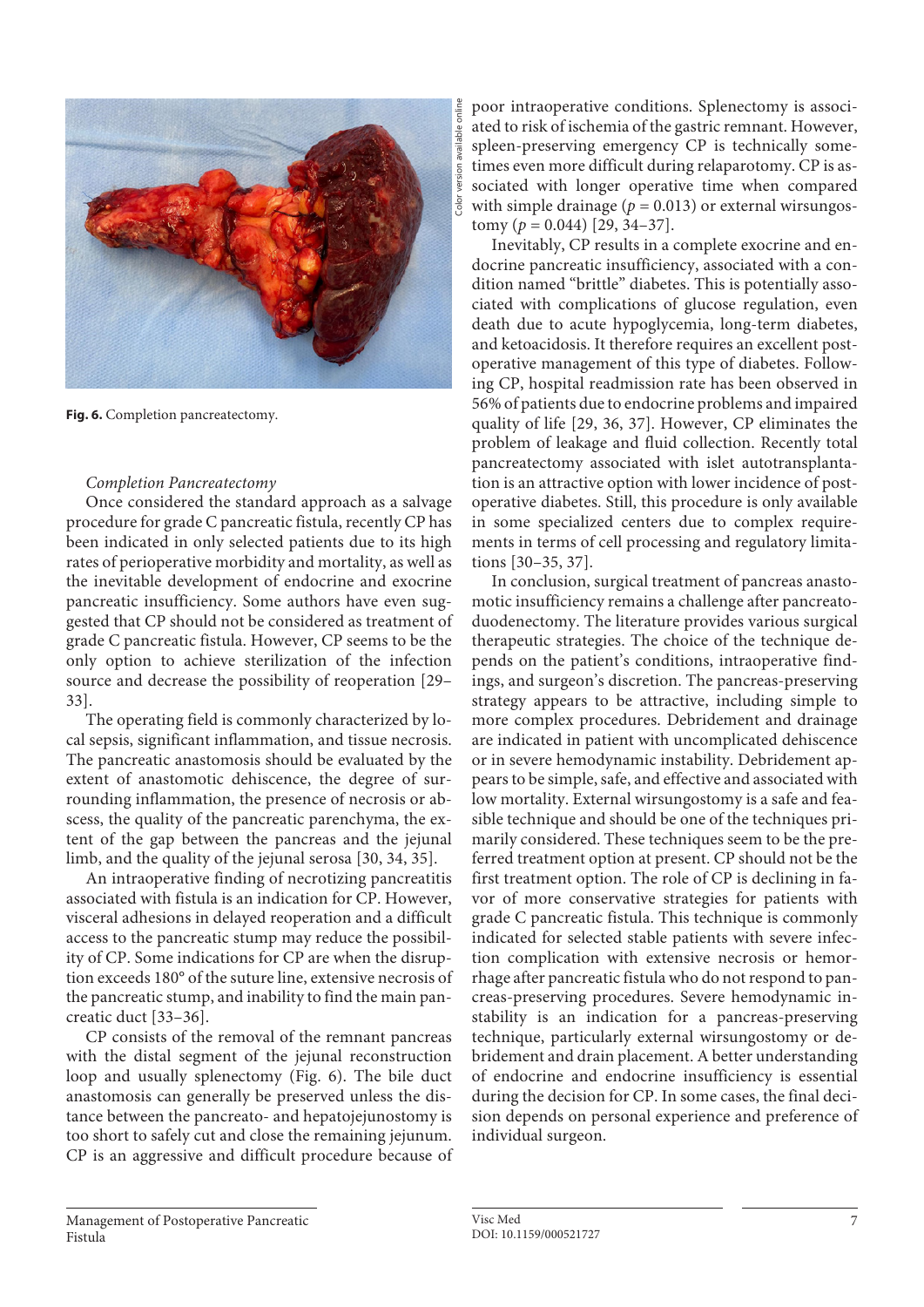Fig. 6. Completion pancreatectomy.

*Completion Pancreatectomy*

Once considered the standard approach as a salvage procedure for grade C pancreatic fistula, recently CP has been indicated in only selected patients due to its high rates of perioperative morbidity and mortality, as well as the inevitable development of endocrine and exocrine pancreatic insufficiency. Some authors have even suggested that CP should not be considered as treatment of grade C pancreatic fistula. However, CP seems to be the only option to achieve sterilization of the infection source and decrease the possibility of reoperation [29–33].

The operating field is commonly characterized by local sepsis, significant inflammation, and tissue necrosis. The pancreatic anastomosis should be evaluated by the extent of anastomotic dehiscence, the degree of surrounding inflammation, the presence of necrosis or abscess, the quality of the pancreatic parenchyma, the extent of the gap between the pancreas and the jejunal limb, and the quality of the jejunal serosa [30, 34, 35].

An intraoperative finding of necrotizing pancreatitis associated with fistula is an indication for CP. However, visceral adhesions in delayed reoperation and a difficult access to the pancreatic stump may reduce the possibility of CP. Some indications for CP are when the disruption exceeds 180° of the suture line, extensive necrosis of the pancreatic stump, and inability to find the main pancreatic duct [33–36].

CP consists of the removal of the remnant pancreas with the distal segment of the jejunal reconstruction loop and usually splenectomy (Fig. 6). The bile duct anastomosis can generally be preserved unless the distance between the pancreato- and hepatojejunostomy is too short to safely cut and close the remaining jejunum. CP is an aggressive and difficult procedure because of poor intraoperative conditions. Splenectomy is associated with risk of ischemia of the gastric remnant. However, spleen-preserving emergency CP is technically sometimes even more difficult during relaparotomy. CP is associated with longer operative time when compared with simple drainage ($p = 0.013$) or external wirsungostomy ($p = 0.044$) [29, 34–37].

Inevitably, CP results in a complete exocrine and endocrine pancreatic insufficiency, associated with a condition named "brittle" diabetes. This is potentially associated with complications of glucose regulation, even death due to acute hypoglycemia, long-term diabetes, and ketoacidosis. It therefore requires an excellent postoperative management of this type of diabetes. Following CP, hospital readmission rate has been observed in 56% of patients due to endocrine problems and impaired quality of life [29, 36, 37]. However, CP eliminates the problem of leakage and fluid collection. Recently total pancreatectomy associated with islet autotransplantation is an attractive option with lower incidence of postoperative diabetes. Still, this procedure is only available in some specialized centers due to complex requirements in terms of cell processing and regulatory limitations [30–35, 37].

In conclusion, surgical treatment of pancreas anastomotic insufficiency remains a challenge after pancreatoduodenectomy. The literature provides various surgical therapeutic strategies. The choice of the technique depends on the patient's conditions, intraoperative findings, and surgeon's discretion. The pancreas-preserving strategy appears to be attractive, including simple to more complex procedures. Debridement and drainage are indicated in patient with uncomplicated dehiscence or in severe hemodynamic instability. Debridement appears to be simple, safe, and effective and associated with low mortality. External wirsungostomy is a safe and feasible technique and should be one of the techniques primarily considered. These techniques seem to be the preferred treatment option at present. CP should not be the first treatment option. The role of CP is declining in favor of more conservative strategies for patients with grade C pancreatic fistula. This technique is commonly indicated for selected stable patients with severe infection complication with extensive necrosis or hemorrhage after pancreatic fistula who do not respond to pancreas-preserving procedures. Severe hemodynamic instability is an indication for a pancreas-preserving technique, particularly external wirsungostomy or debridement and drain placement. A better understanding of endocrine and endocrine insufficiency is essential during the decision for CP. In some cases, the final decision depends on personal experience and preference of individual surgeon.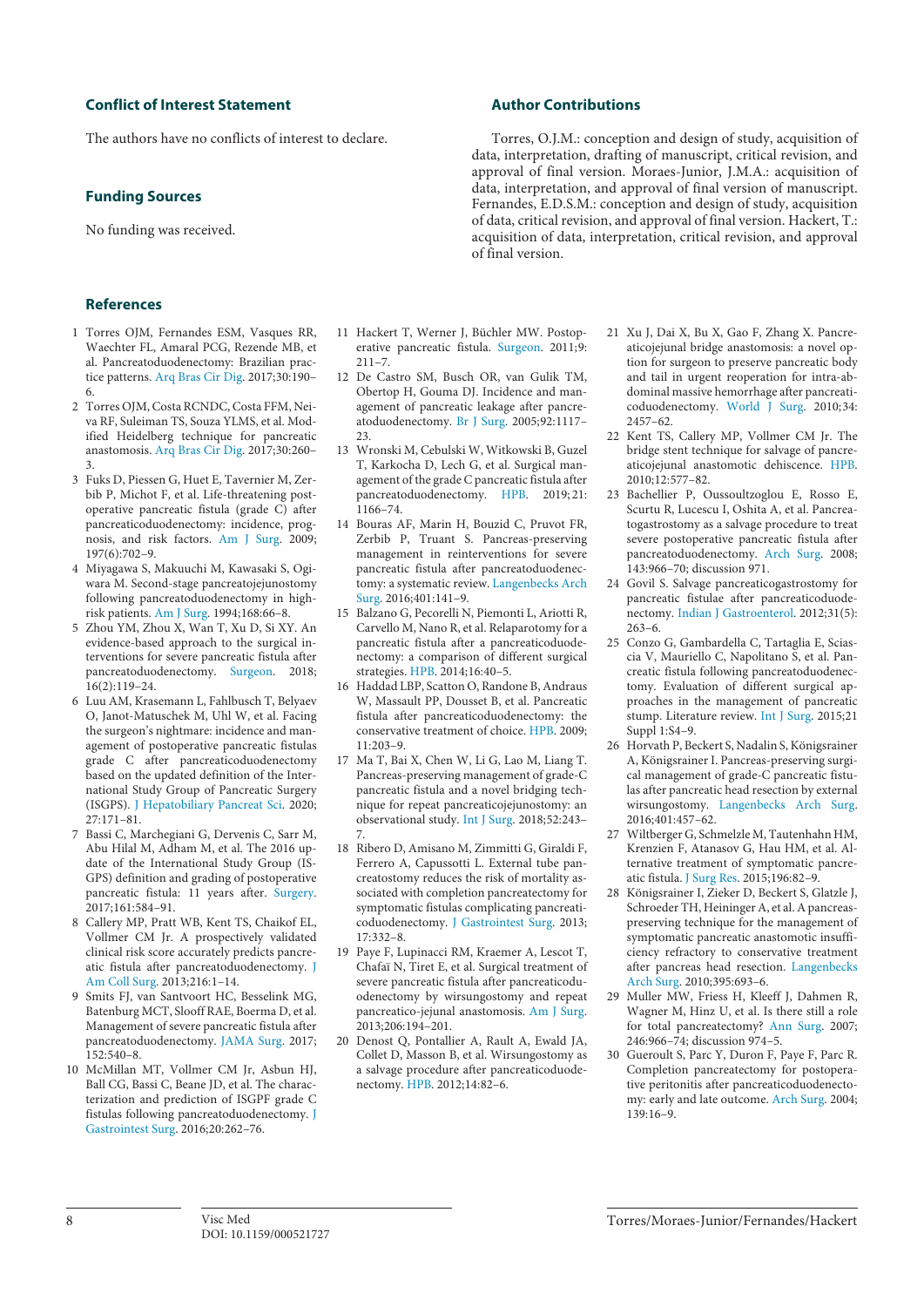## Conflict of Interest Statement

The authors have no conflicts of interest to declare.

## Funding Sources

No funding was received.

## Author Contributions

Torres, O.J.M.: conception and design of study, acquisition of data, interpretation, drafting of manuscript, critical revision, and approval of final version. Moraes-Junior, J.M.A.: acquisition of data, interpretation, and approval of final version of manuscript. Fernandes, E.D.S.M.: conception and design of study, acquisition of data, critical revision, and approval of final version. Hackert, T.: acquisition of data, interpretation, critical revision, and approval of final version.

## References

1. Torres OJM, Fernandes ESM, Vasques RR, Waechter FL, Amaral PCG, Rezende MB, et al. Pancreatoduodenectomy: Brazilian practice patterns. Arq Bras Cir Dig. 2017;30:190–6.
2. Torres OJM, Costa RCNDC, Costa FFM, Neiva RF, Suleiman TS, Souza YLMS, et al. Modified Heidelberg technique for pancreatic anastomosis. Arq Bras Cir Dig. 2017;30:260–3.
3. Fuks D, Piessen G, Huet E, Tavernier M, Zerbib P, Michot F, et al. Life-threatening postoperative pancreatic fistula (grade C) after pancreaticoduodenectomy: incidence, prognosis, and risk factors. Am J Surg. 2009; 197(6):702–9.
4. Miyagawa S, Makuuchi M, Kawasaki S, Ogiwara M. Second-stage pancreatojejunostomy following pancreatoduodenectomy in high-risk patients. Am J Surg. 1994;168:66–8.
5. Zhou YM, Zhou X, Wan T, Xu D, Si XY. An evidence-based approach to the surgical interventions for severe pancreatic fistula after pancreatoduodenectomy. Surgeon. 2018; 16(2):119–24.
6. Luu AM, Krasemann L, Fahlbusch T, Belyaev O, Janot-Matuschek M, Uhl W, et al. Facing the surgeon's nightmare: incidence and management of postoperative pancreatic fistulas grade C after pancreaticoduodenectomy based on the updated definition of the International Study Group of Pancreatic Surgery (ISGPS). J Hepatobiliary Pancreat Sci. 2020; 27:171–81.
7. Bassi C, Marchegiani G, Dervenis C, Sarr M, Abu Hilal M, Adham M, et al. The 2016 update of the International Study Group (ISGPS) definition and grading of postoperative pancreatic fistula: 11 years after. Surgery. 2017;161:584–91.
8. Callery MP, Pratt WB, Kent TS, Chaikof EL, Vollmer CM Jr. A prospectively validated clinical risk score accurately predicts pancreatic fistula after pancreatoduodenectomy. J Am Coll Surg. 2013;216:1–14.
9. Smits FJ, van Santvoort HC, Besselink MG, Batenburg MCT, Slooff RAE, Boerma D, et al. Management of severe pancreatic fistula after pancreatoduodenectomy. JAMA Surg. 2017; 152:540–8.
10. McMillan MT, Vollmer CM Jr, Asbun HJ, Ball CG, Bassi C, Beane JD, et al. The characterization and prediction of ISGPF grade C fistulas following pancreatoduodenectomy. J Gastrointest Surg. 2016;20:262–76.
11. Hackert T, Werner J, Büchler MW. Postoperative pancreatic fistula. Surgeon. 2011;9: 211–7.
12. De Castro SM, Busch OR, van Gulik TM, Obertop H, Gouma DJ. Incidence and management of pancreatic leakage after pancreatoduodenectomy. Br J Surg. 2005;92:1117–23.
13. Wronski M, Cebulski W, Witkowski B, Guzel T, Karkocha D, Lech G, et al. Surgical management of the grade C pancreatic fistula after pancreatoduodenectomy. HPB. 2019; 21: 1166–74.
14. Bouras AF, Marin H, Bouzid C, Pruvot FR, Zerbib P, Truant S. Pancreas-preserving management in reinterventions for severe pancreatic fistula after pancreatoduodenectomy: a systematic review. Langenbecks Arch Surg. 2016;401:141–9.
15. Balzano G, Pecorelli N, Piemonti L, Ariotti R, Carvello M, Nano R, et al. Relaparotomy for a pancreatic fistula after a pancreaticoduodenectomy: a comparison of different surgical strategies. HPB. 2014;16:40–5.
16. Haddad LBP, Scatton O, Randone B, Andraus W, Massault PP, Dousset B, et al. Pancreatic fistula after pancreaticoduodenectomy: the conservative treatment of choice. HPB. 2009; 11:203–9.
17. Ma T, Bai X, Chen W, Li G, Lao M, Liang T. Pancreas-preserving management of grade-C pancreatic fistula and a novel bridging technique for repeat pancreaticojejunostomy: an observational study. Int J Surg. 2018;52:243–7.
18. Ribero D, Amisano M, Zimmitti G, Giraldi F, Ferrero A, Capussotti L. External tube pancreatostomy reduces the risk of mortality associated with completion pancreatectomy for symptomatic fistulas complicating pancreaticoduodenectomy. J Gastrointest Surg. 2013; 17:332–8.
19. Paye F, Lupinacci RM, Kraemer A, Lescot T, Chafaï N, Tiret E, et al. Surgical treatment of severe pancreatic fistula after pancreaticoduodenectomy by wirsungostomy and repeat pancreatico-jejunal anastomosis. Am J Surg. 2013;206:194–201.
20. Denost Q, Pontallier A, Rault A, Ewald JA, Collet D, Masson B, et al. Wirsungostomy as a salvage procedure after pancreaticoduodenectomy. HPB. 2012;14:82–6.
21. Xu J, Dai X, Bu X, Gao F, Zhang X. Pancreaticojejunal bridge anastomosis: a novel option for surgeon to preserve pancreatic body and tail in urgent reoperation for intra-abdominal massive hemorrhage after pancreaticoduodenectomy. World J Surg. 2010;34: 2457–62.
22. Kent TS, Callery MP, Vollmer CM Jr. The bridge stent technique for salvage of pancreaticojejunal anastomotic dehiscence. HPB. 2010;12:577–82.
23. Bachellier P, Oussoultzoglou E, Rosso E, Scurtu R, Lucescu I, Oshita A, et al. Pancreatogastrostomy as a salvage procedure to treat severe postoperative pancreatic fistula after pancreatoduodenectomy. Arch Surg. 2008; 143:966–70; discussion 971.
24. Govil S. Salvage pancreaticogastrostomy for pancreatic fistulae after pancreaticoduodenectomy. Indian J Gastroenterol. 2012;31(5): 263–6.
25. Conzo G, Gambardella C, Tartaglia E, Sciascia V, Mauriello C, Napolitano S, et al. Pancreatic fistula following pancreatoduodenectomy. Evaluation of different surgical approaches in the management of pancreatic stump. Literature review. Int J Surg. 2015;21 Suppl 1:S4–9.
26. Horvath P, Beckert S, Nadalin S, Königsrainer A, Königsrainer I. Pancreas-preserving surgical management of grade-C pancreatic fistulas after pancreatic head resection by external wirsungostomy. Langenbecks Arch Surg. 2016;401:457–62.
27. Wiltberger G, Schmelzle M, Tautenhahn HM, Krenzien F, Atanasov G, Hau HM, et al. Alternative treatment of symptomatic pancreatic fistula. J Surg Res. 2015;196:82–9.
28. Königsrainer I, Zieker D, Beckert S, Glatzle J, Schroeder TH, Heininger A, et al. A pancreas-preserving technique for the management of symptomatic pancreatic anastomotic insufficiency refractory to conservative treatment after pancreas head resection. Langenbecks Arch Surg. 2010;395:693–6.
29. Muller MW, Friess H, Kleeff J, Dahmen R, Wagner M, Hinz U, et al. Is there still a role for total pancreatectomy? Ann Surg. 2007; 246:966–74; discussion 974–5.
30. Gueroult S, Parc Y, Duron F, Paye F, Parc R. Completion pancreatectomy for postoperative peritonitis after pancreaticoduodenectomy: early and late outcome. Arch Surg. 2004; 139:16–9.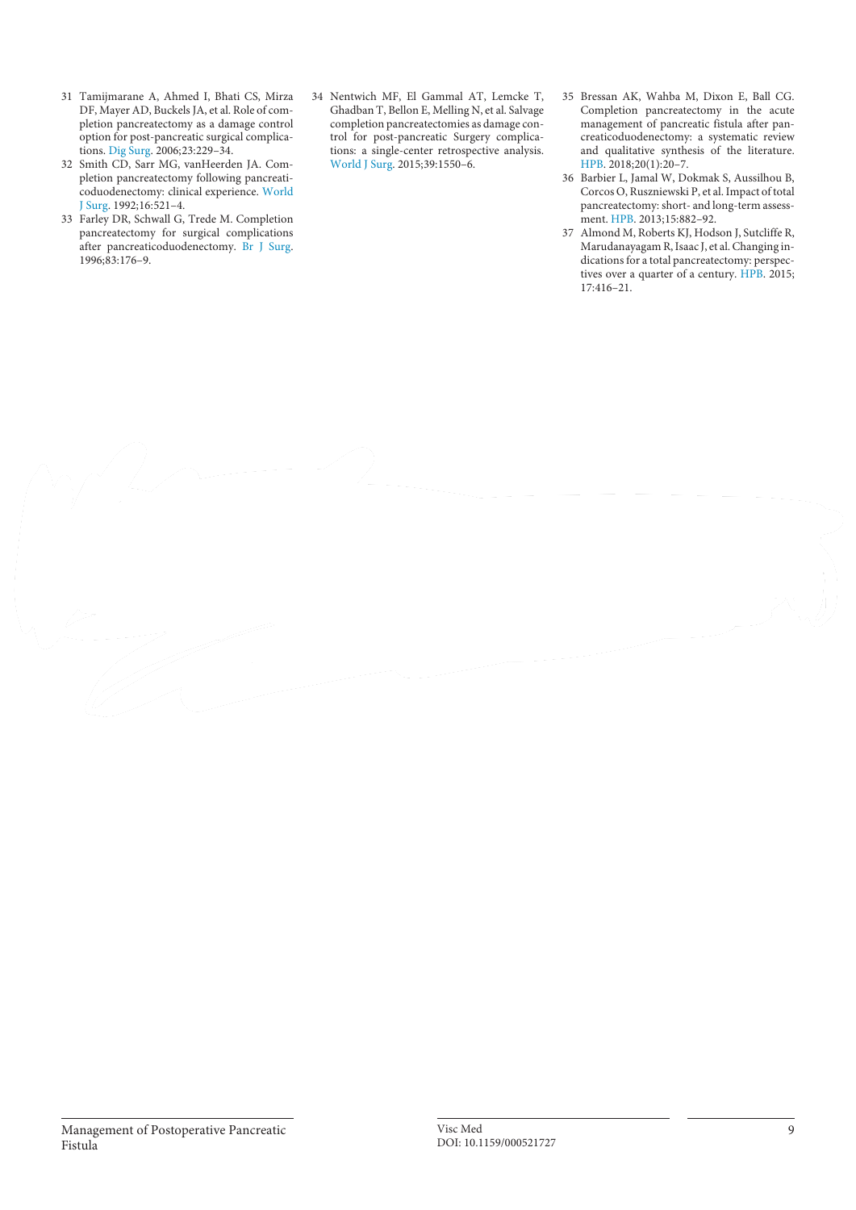31 Tamijmarane A, Ahmed I, Bhati CS, Mirza DF, Mayer AD, Buckels JA, et al. Role of completion pancreatectomy as a damage control option for post-pancreatic surgical complications. Dig Surg. 2006;23:229–34.

32 Smith CD, Sarr MG, vanHeerden JA. Completion pancreatectomy following pancreaticoduodenectomy: clinical experience. World J Surg. 1992;16:521–4.

33 Farley DR, Schwall G, Trede M. Completion pancreatectomy for surgical complications after pancreaticoduodenectomy. Br J Surg. 1996;83:176–9.

34 Nentwich MF, El Gammal AT, Lemcke T, Ghadban T, Bellon E, Melling N, et al. Salvage completion pancreatectomies as damage control for post-pancreatic Surgery complications: a single-center retrospective analysis. World J Surg. 2015;39:1550–6.

35 Bressan AK, Wahba M, Dixon E, Ball CG. Completion pancreatectomy in the acute management of pancreatic fistula after pancreaticoduodenectomy: a systematic review and qualitative synthesis of the literature. HPB. 2018;20(1):20–7.

36 Barbier L, Jamal W, Dokmak S, Aussilhou B, Corcos O, Ruszniewski P, et al. Impact of total pancreatectomy: short- and long-term assessment. HPB. 2013;15:882–92.

37 Almond M, Roberts KJ, Hodson J, Sutcliffe R, Marudanayagam R, Isaac J, et al. Changing indications for a total pancreatectomy: perspectives over a quarter of a century. HPB. 2015;17:416–21.